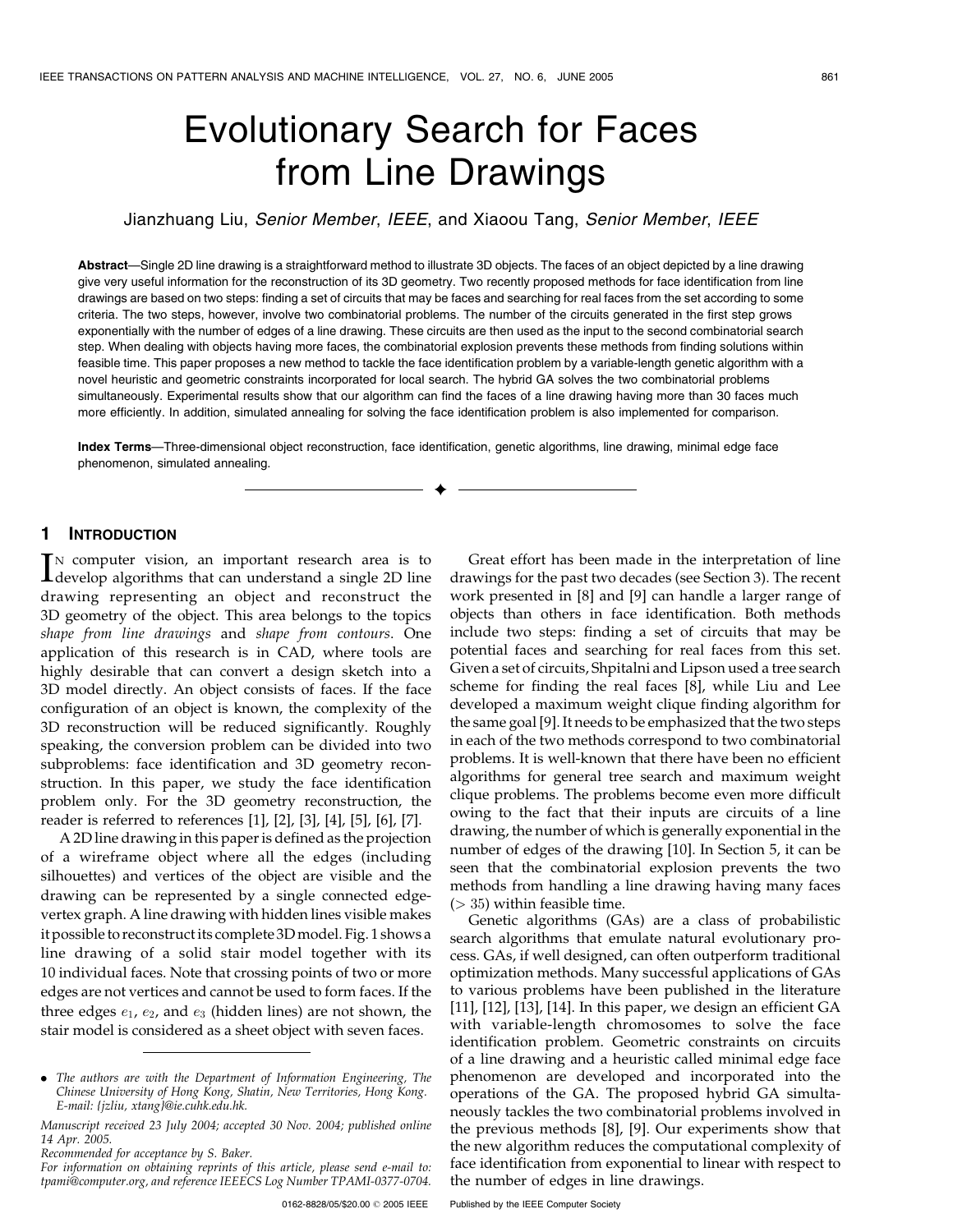# Evolutionary Search for Faces from Line Drawings

Jianzhuang Liu, *Senior Member*, *IEEE*, and Xiaoou Tang, *Senior Member*, *IEEE*

**Abstract**—Single 2D line drawing is a straightforward method to illustrate 3D objects. The faces of an object depicted by a line drawing give very useful information for the reconstruction of its 3D geometry. Two recently proposed methods for face identification from line drawings are based on two steps: finding a set of circuits that may be faces and searching for real faces from the set according to some criteria. The two steps, however, involve two combinatorial problems. The number of the circuits generated in the first step grows exponentially with the number of edges of a line drawing. These circuits are then used as the input to the second combinatorial search step. When dealing with objects having more faces, the combinatorial explosion prevents these methods from finding solutions within feasible time. This paper proposes a new method to tackle the face identification problem by a variable-length genetic algorithm with a novel heuristic and geometric constraints incorporated for local search. The hybrid GA solves the two combinatorial problems simultaneously. Experimental results show that our algorithm can find the faces of a line drawing having more than 30 faces much more efficiently. In addition, simulated annealing for solving the face identification problem is also implemented for comparison.

**Index Terms**—Three-dimensional object reconstruction, face identification, genetic algorithms, line drawing, minimal edge face phenomenon, simulated annealing.

## 1 Introduction

In computer vision, an important research area is to develop algorithms that can understand a single 2D line drawing representing an object and reconstruct the 3D geometry of the object. This area belongs to the topics *shape from line drawings* and *shape from contours*. One application of this research is in CAD, where tools are highly desirable that can convert a design sketch into a 3D model directly. An object consists of faces. If the face configuration of an object is known, the complexity of the 3D reconstruction will be reduced significantly. Roughly speaking, the conversion problem can be divided into two subproblems: face identification and 3D geometry reconstruction. In this paper, we study the face identification problem only. For the 3D geometry reconstruction, the reader is referred to references [1], [2], [3], [4], [5], [6], [7].

A 2D line drawing in this paper is defined as the projection of a wireframe object where all the edges (including silhouettes) and vertices of the object are visible and the drawing can be represented by a single connected edge-vertex graph. A line drawing with hidden lines visible makes it possible to reconstruct its complete 3D model. Fig. 1 shows a line drawing of a solid stair model together with its 10 individual faces. Note that crossing points of two or more edges are not vertices and cannot be used to form faces. If the three edges $e_1$, $e_2$, and $e_3$ (hidden lines) are not shown, the stair model is considered as a sheet object with seven faces.

Great effort has been made in the interpretation of line drawings for the past two decades (see Section 3). The recent work presented in [8] and [9] can handle a larger range of objects than others in face identification. Both methods include two steps: finding a set of circuits that may be potential faces and searching for real faces from this set. Given a set of circuits, Shpitalni and Lipson used a tree search scheme for finding the real faces [8], while Liu and Lee developed a maximum weight clique finding algorithm for the same goal [9]. It needs to be emphasized that the two steps in each of the two methods correspond to two combinatorial problems. It is well-known that there have been no efficient algorithms for general tree search and maximum weight clique problems. The problems become even more difficult owing to the fact that their inputs are circuits of a line drawing, the number of which is generally exponential in the number of edges of the drawing [10]. In Section 5, it can be seen that the combinatorial explosion prevents the two methods from handling a line drawing having many faces ($> 35$) within feasible time.

Genetic algorithms (GAs) are a class of probabilistic search algorithms that emulate natural evolutionary process. GAs, if well designed, can often outperform traditional optimization methods. Many successful applications of GAs to various problems have been published in the literature [11], [12], [13], [14]. In this paper, we design an efficient GA with variable-length chromosomes to solve the face identification problem. Geometric constraints on circuits of a line drawing and a heuristic called minimal edge face phenomenon are developed and incorporated into the operations of the GA. The proposed hybrid GA simultaneously tackles the two combinatorial problems involved in the previous methods [8], [9]. Our experiments show that the new algorithm reduces the computational complexity of face identification from exponential to linear with respect to the number of edges in line drawings.

---

- *The authors are with the Department of Information Engineering, The Chinese University of Hong Kong, Shatin, New Territories, Hong Kong. E-mail: {jzliu, xtang}@ie.cuhk.edu.hk.*

*Manuscript received 23 July 2004; accepted 30 Nov. 2004; published online 14 Apr. 2005.*

*Recommended for acceptance by S. Baker.*

*For information on obtaining reprints of this article, please send e-mail to: tpami@computer.org, and reference IEEECS Log Number TPAMI-0377-0704.*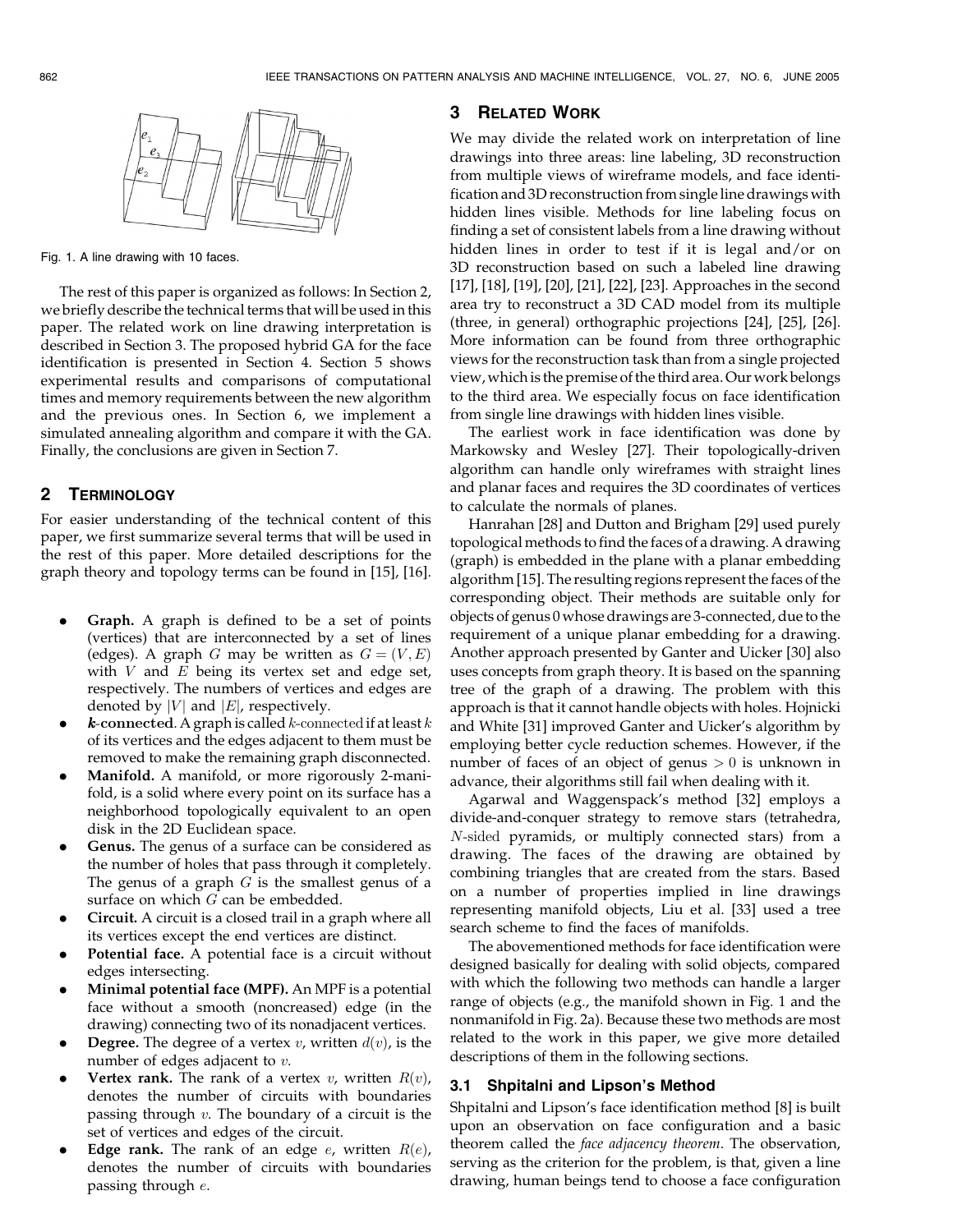Fig. 1. A line drawing with 10 faces.

The rest of this paper is organized as follows: In Section 2, we briefly describe the technical terms that will be used in this paper. The related work on line drawing interpretation is described in Section 3. The proposed hybrid GA for the face identification is presented in Section 4. Section 5 shows experimental results and comparisons of computational times and memory requirements between the new algorithm and the previous ones. In Section 6, we implement a simulated annealing algorithm and compare it with the GA. Finally, the conclusions are given in Section 7.

## 2 Terminology

For easier understanding of the technical content of this paper, we first summarize several terms that will be used in the rest of this paper. More detailed descriptions for the graph theory and topology terms can be found in [15], [16].

- **Graph.** A graph is defined to be a set of points (vertices) that are interconnected by a set of lines (edges). A graph $G$ may be written as $G = (V, E)$ with $V$ and $E$ being its vertex set and edge set, respectively. The numbers of vertices and edges are denoted by $|V|$ and $|E|$, respectively.
- ***k*-connected.** A graph is called $k$-connected if at least $k$ of its vertices and the edges adjacent to them must be removed to make the remaining graph disconnected.
- **Manifold.** A manifold, or more rigorously 2-manifold, is a solid where every point on its surface has a neighborhood topologically equivalent to an open disk in the 2D Euclidean space.
- **Genus.** The genus of a surface can be considered as the number of holes that pass through it completely. The genus of a graph $G$ is the smallest genus of a surface on which $G$ can be embedded.
- **Circuit.** A circuit is a closed trail in a graph where all its vertices except the end vertices are distinct.
- **Potential face.** A potential face is a circuit without edges intersecting.
- **Minimal potential face (MPF).** An MPF is a potential face without a smooth (noncreased) edge (in the drawing) connecting two of its nonadjacent vertices.
- **Degree.** The degree of a vertex $v$, written $d(v)$, is the number of edges adjacent to $v$.
- **Vertex rank.** The rank of a vertex $v$, written $R(v)$, denotes the number of circuits with boundaries passing through $v$. The boundary of a circuit is the set of vertices and edges of the circuit.
- **Edge rank.** The rank of an edge $e$, written $R(e)$, denotes the number of circuits with boundaries passing through $e$.

## 3 Related Work

We may divide the related work on interpretation of line drawings into three areas: line labeling, 3D reconstruction from multiple views of wireframe models, and face identification and 3D reconstruction from single line drawings with hidden lines visible. Methods for line labeling focus on finding a set of consistent labels from a line drawing without hidden lines in order to test if it is legal and/or on 3D reconstruction based on such a labeled line drawing [17], [18], [19], [20], [21], [22], [23]. Approaches in the second area try to reconstruct a 3D CAD model from its multiple (three, in general) orthographic projections [24], [25], [26]. More information can be found from three orthographic views for the reconstruction task than from a single projected view, which is the premise of the third area. Our work belongs to the third area. We especially focus on face identification from single line drawings with hidden lines visible.

The earliest work in face identification was done by Markowsky and Wesley [27]. Their topologically-driven algorithm can handle only wireframes with straight lines and planar faces and requires the 3D coordinates of vertices to calculate the normals of planes.

Hanrahan [28] and Dutton and Brigham [29] used purely topological methods to find the faces of a drawing. A drawing (graph) is embedded in the plane with a planar embedding algorithm [15]. The resulting regions represent the faces of the corresponding object. Their methods are suitable only for objects of genus 0 whose drawings are 3-connected, due to the requirement of a unique planar embedding for a drawing. Another approach presented by Ganter and Uicker [30] also uses concepts from graph theory. It is based on the spanning tree of the graph of a drawing. The problem with this approach is that it cannot handle objects with holes. Hojnicki and White [31] improved Ganter and Uicker's algorithm by employing better cycle reduction schemes. However, if the number of faces of an object of genus $> 0$ is unknown in advance, their algorithms still fail when dealing with it.

Agarwal and Waggenspack's method [32] employs a divide-and-conquer strategy to remove stars (tetrahedra, $N$-sided pyramids, or multiply connected stars) from a drawing. The faces of the drawing are obtained by combining triangles that are created from the stars. Based on a number of properties implied in line drawings representing manifold objects, Liu et al. [33] used a tree search scheme to find the faces of manifolds.

The abovementioned methods for face identification were designed basically for dealing with solid objects, compared with which the following two methods can handle a larger range of objects (e.g., the manifold shown in Fig. 1 and the nonmanifold in Fig. 2a). Because these two methods are most related to the work in this paper, we give more detailed descriptions of them in the following sections.

### 3.1 Shpitalni and Lipson's Method

Shpitalni and Lipson's face identification method [8] is built upon an observation on face configuration and a basic theorem called the *face adjacency theorem*. The observation, serving as the criterion for the problem, is that, given a line drawing, human beings tend to choose a face configuration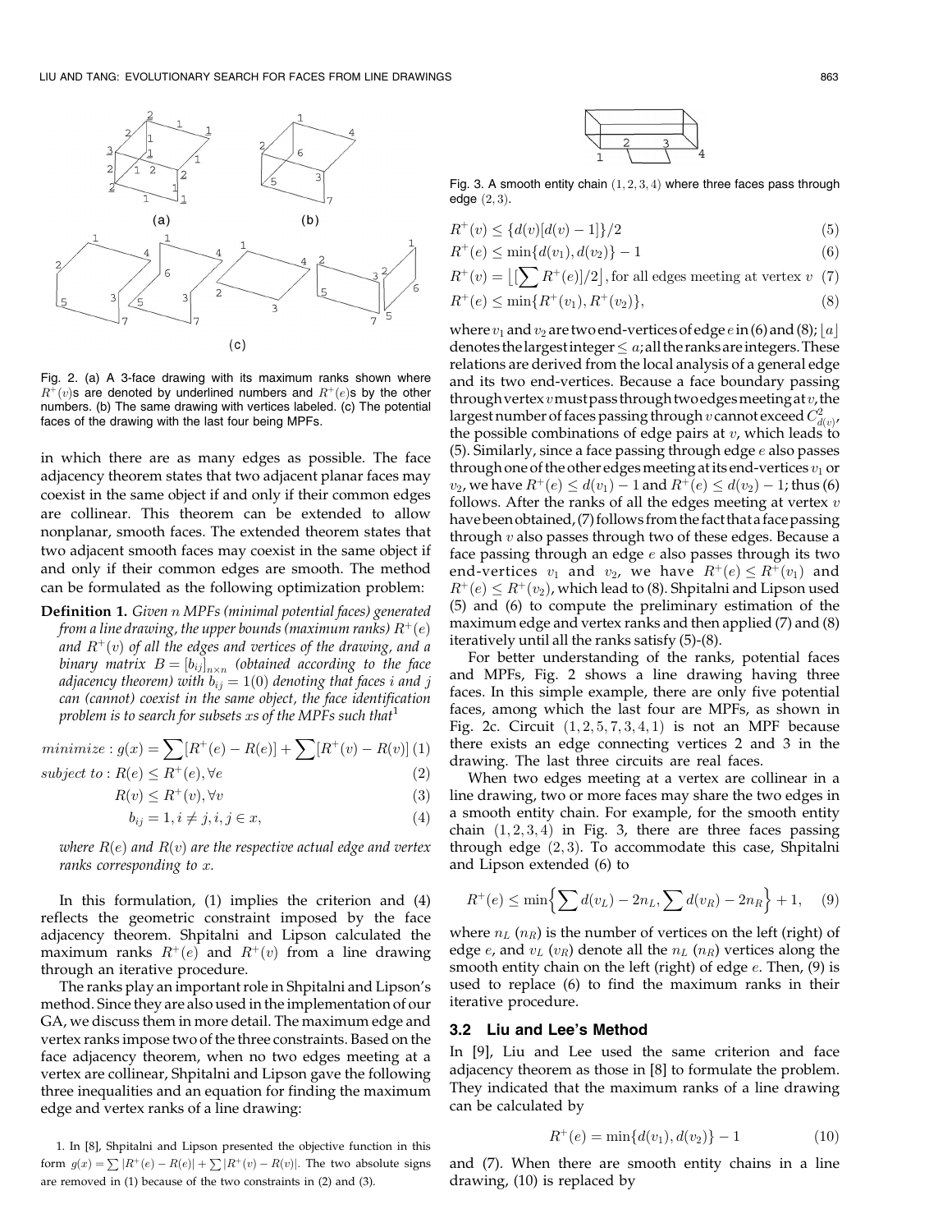Fig. 2. (a) A 3-face drawing with its maximum ranks shown where $R^+(v)$s are denoted by underlined numbers and $R^+(e)$s by the other numbers. (b) The same drawing with vertices labeled. (c) The potential faces of the drawing with the last four being MPFs.

in which there are as many edges as possible. The face adjacency theorem states that two adjacent planar faces may coexist in the same object if and only if their common edges are collinear. This theorem can be extended to allow nonplanar, smooth faces. The extended theorem states that two adjacent smooth faces may coexist in the same object if and only if their common edges are smooth. The method can be formulated as the following optimization problem:

**Definition 1.** *Given n MPFs (minimal potential faces) generated from a line drawing, the upper bounds (maximum ranks) $R^+(e)$ and $R^+(v)$ of all the edges and vertices of the drawing, and a binary matrix $B = [b_{ij}]_{n\times n}$ (obtained according to the face adjacency theorem) with $b_{ij} = 1(0)$ denoting that faces i and j can (cannot) coexist in the same object, the face identification problem is to search for subsets xs of the MPFs such that*[1]

$$minimize: g(x) = \sum[R^+(e) - R(e)] + \sum[R^+(v) - R(v)] \quad (1)$$

$$subject\ to: R(e) \leq R^+(e), \forall e \quad (2)$$

$$R(v) \leq R^+(v), \forall v \quad (3)$$

$$b_{ij} = 1, i \neq j, i, j \in x, \quad (4)$$

*where $R(e)$ and $R(v)$ are the respective actual edge and vertex ranks corresponding to x.*

In this formulation, (1) implies the criterion and (4) reflects the geometric constraint imposed by the face adjacency theorem. Shpitalni and Lipson calculated the maximum ranks $R^+(e)$ and $R^+(v)$ from a line drawing through an iterative procedure.

The ranks play an important role in Shpitalni and Lipson's method. Since they are also used in the implementation of our GA, we discuss them in more detail. The maximum edge and vertex ranks impose two of the three constraints. Based on the face adjacency theorem, when no two edges meeting at a vertex are collinear, Shpitalni and Lipson gave the following three inequalities and an equation for finding the maximum edge and vertex ranks of a line drawing:

1. In [8], Shpitalni and Lipson presented the objective function in this form $g(x) = \sum|R^+(e) - R(e)| + \sum|R^+(v) - R(v)|$. The two absolute signs are removed in (1) because of the two constraints in (2) and (3).

Fig. 3. A smooth entity chain $(1, 2, 3, 4)$ where three faces pass through edge $(2, 3)$.

$$R^+(v) \leq \{d(v)[d(v) - 1]\}/2 \quad (5)$$

$$R^+(e) \leq \min\{d(v_1), d(v_2)\} - 1 \quad (6)$$

$$R^+(v) = \left\lfloor \left[\sum R^+(e)\right]/2 \right\rfloor, \text{for all edges meeting at vertex } v \quad (7)$$

$$R^+(e) \leq \min\{R^+(v_1), R^+(v_2)\}, \quad (8)$$

where $v_1$ and $v_2$ are two end-vertices of edge $e$ in (6) and (8); $\lfloor a \rfloor$ denotes the largest integer $\leq a$; all the ranks are integers. These relations are derived from the local analysis of a general edge and its two end-vertices. Because a face boundary passing through vertex $v$ must pass through two edges meeting at $v$, the largest number of faces passing through $v$ cannot exceed $C^2_{d(v)}$, the possible combinations of edge pairs at $v$, which leads to (5). Similarly, since a face passing through edge $e$ also passes through one of the other edges meeting at its end-vertices $v_1$ or $v_2$, we have $R^+(e) \leq d(v_1) - 1$ and $R^+(e) \leq d(v_2) - 1$; thus (6) follows. After the ranks of all the edges meeting at vertex $v$ have been obtained, (7) follows from the fact that a face passing through $v$ also passes through two of these edges. Because a face passing through an edge $e$ also passes through its two end-vertices $v_1$ and $v_2$, we have $R^+(e) \leq R^+(v_1)$ and $R^+(e) \leq R^+(v_2)$, which lead to (8). Shpitalni and Lipson used (5) and (6) to compute the preliminary estimation of the maximum edge and vertex ranks and then applied (7) and (8) iteratively until all the ranks satisfy (5)-(8).

For better understanding of the ranks, potential faces and MPFs, Fig. 2 shows a line drawing having three faces. In this simple example, there are only five potential faces, among which the last four are MPFs, as shown in Fig. 2c. Circuit $(1, 2, 5, 7, 3, 4, 1)$ is not an MPF because there exists an edge connecting vertices 2 and 3 in the drawing. The last three circuits are real faces.

When two edges meeting at a vertex are collinear in a line drawing, two or more faces may share the two edges in a smooth entity chain. For example, for the smooth entity chain $(1, 2, 3, 4)$ in Fig. 3, there are three faces passing through edge $(2, 3)$. To accommodate this case, Shpitalni and Lipson extended (6) to

$$R^+(e) \leq \min\left\{\sum d(v_L) - 2n_L, \sum d(v_R) - 2n_R\right\} + 1, \quad (9)$$

where $n_L$ ($n_R$) is the number of vertices on the left (right) of edge $e$, and $v_L$ ($v_R$) denote all the $n_L$ ($n_R$) vertices along the smooth entity chain on the left (right) of edge $e$. Then, (9) is used to replace (6) to find the maximum ranks in their iterative procedure.

### 3.2 Liu and Lee's Method

In [9], Liu and Lee used the same criterion and face adjacency theorem as those in [8] to formulate the problem. They indicated that the maximum ranks of a line drawing can be calculated by

$$R^+(e) = \min\{d(v_1), d(v_2)\} - 1 \quad (10)$$

and (7). When there are smooth entity chains in a line drawing, (10) is replaced by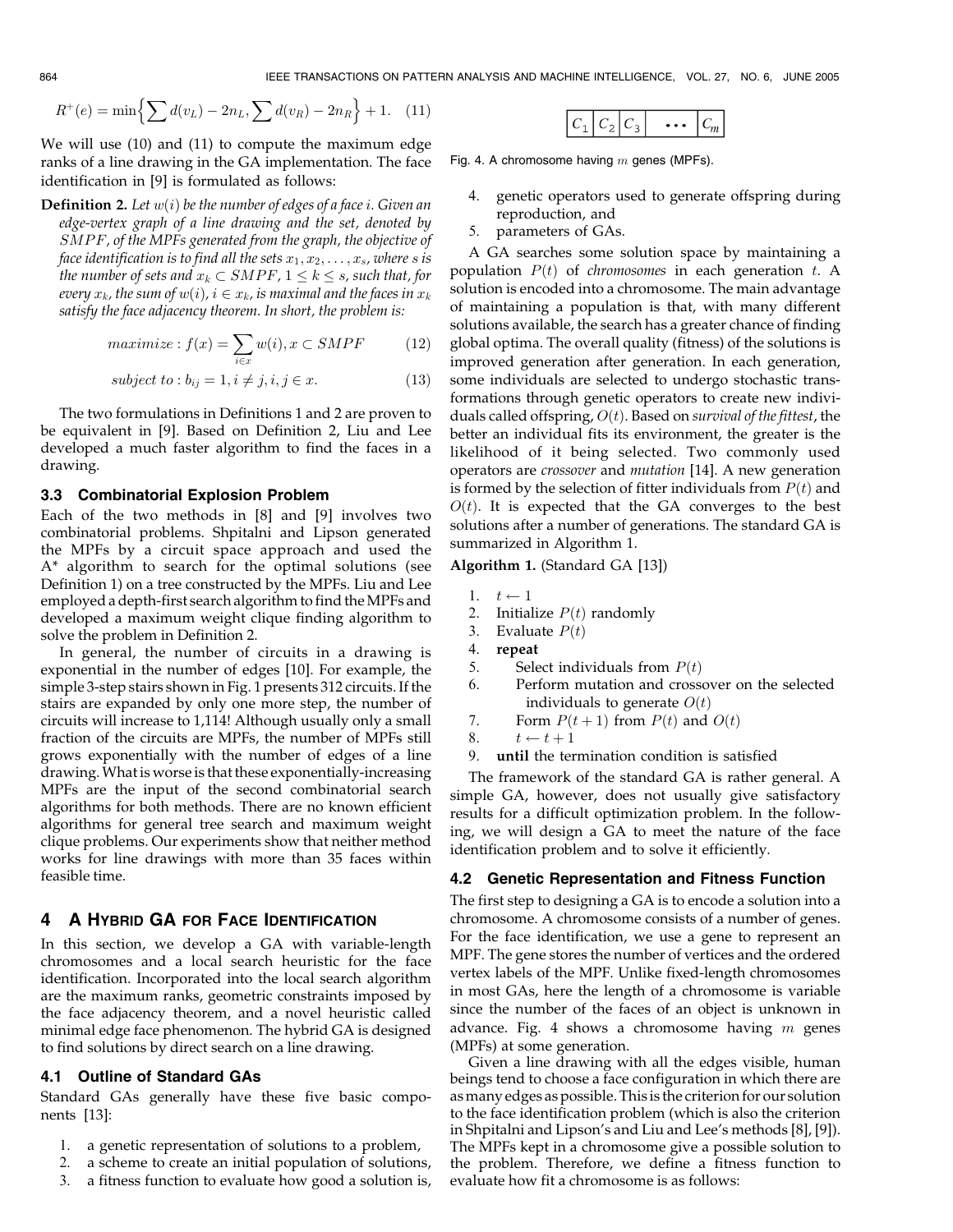$$R^{+}(e) = \min\Big\{\sum d(v_L) - 2n_L, \sum d(v_R) - 2n_R\Big\} + 1. \quad (11)$$

We will use (10) and (11) to compute the maximum edge ranks of a line drawing in the GA implementation. The face identification in [9] is formulated as follows:

**Definition 2.** *Let $w(i)$ be the number of edges of a face $i$. Given an edge-vertex graph of a line drawing and the set, denoted by $SMPF$, of the MPFs generated from the graph, the objective of face identification is to find all the sets $x_1, x_2, \ldots, x_s$, where $s$ is the number of sets and $x_k \subset SMPF$, $1 \leq k \leq s$, such that, for every $x_k$, the sum of $w(i)$, $i \in x_k$, is maximal and the faces in $x_k$ satisfy the face adjacency theorem. In short, the problem is:*

$$maximize: f(x) = \sum_{i \in x} w(i), x \subset SMPF \quad (12)$$

$$subject\ to: b_{ij} = 1, i \neq j, i, j \in x. \quad (13)$$

The two formulations in Definitions 1 and 2 are proven to be equivalent in [9]. Based on Definition 2, Liu and Lee developed a much faster algorithm to find the faces in a drawing.

### 3.3 Combinatorial Explosion Problem

Each of the two methods in [8] and [9] involves two combinatorial problems. Shpitalni and Lipson generated the MPFs by a circuit space approach and used the A* algorithm to search for the optimal solutions (see Definition 1) on a tree constructed by the MPFs. Liu and Lee employed a depth-first search algorithm to find the MPFs and developed a maximum weight clique finding algorithm to solve the problem in Definition 2.

In general, the number of circuits in a drawing is exponential in the number of edges [10]. For example, the simple 3-step stairs shown in Fig. 1 presents 312 circuits. If the stairs are expanded by only one more step, the number of circuits will increase to 1,114! Although usually only a small fraction of the circuits are MPFs, the number of MPFs still grows exponentially with the number of edges of a line drawing. What is worse is that these exponentially-increasing MPFs are the input of the second combinatorial search algorithms for both methods. There are no known efficient algorithms for general tree search and maximum weight clique problems. Our experiments show that neither method works for line drawings with more than 35 faces within feasible time.

## 4 A Hybrid GA for Face Identification

In this section, we develop a GA with variable-length chromosomes and a local search heuristic for the face identification. Incorporated into the local search algorithm are the maximum ranks, geometric constraints imposed by the face adjacency theorem, and a novel heuristic called minimal edge face phenomenon. The hybrid GA is designed to find solutions by direct search on a line drawing.

### 4.1 Outline of Standard GAs

Standard GAs generally have these five basic components [13]:

1. a genetic representation of solutions to a problem,
2. a scheme to create an initial population of solutions,
3. a fitness function to evaluate how good a solution is,
4. genetic operators used to generate offspring during reproduction, and
5. parameters of GAs.

A GA searches some solution space by maintaining a population $P(t)$ of *chromosomes* in each generation $t$. A solution is encoded into a chromosome. The main advantage of maintaining a population is that, with many different solutions available, the search has a greater chance of finding global optima. The overall quality (fitness) of the solutions is improved generation after generation. In each generation, some individuals are selected to undergo stochastic transformations through genetic operators to create new individuals called offspring, $O(t)$. Based on *survival of the fittest*, the better an individual fits its environment, the greater is the likelihood of it being selected. Two commonly used operators are *crossover* and *mutation* [14]. A new generation is formed by the selection of fitter individuals from $P(t)$ and $O(t)$. It is expected that the GA converges to the best solutions after a number of generations. The standard GA is summarized in Algorithm 1.

**Algorithm 1.** (Standard GA [13])

1. $t \leftarrow 1$
2. Initialize $P(t)$ randomly
3. Evaluate $P(t)$
4. **repeat**
5. Select individuals from $P(t)$
6. Perform mutation and crossover on the selected individuals to generate $O(t)$
7. Form $P(t+1)$ from $P(t)$ and $O(t)$
8. $t \leftarrow t + 1$
9. **until** the termination condition is satisfied

The framework of the standard GA is rather general. A simple GA, however, does not usually give satisfactory results for a difficult optimization problem. In the following, we will design a GA to meet the nature of the face identification problem and to solve it efficiently.

### 4.2 Genetic Representation and Fitness Function

The first step to designing a GA is to encode a solution into a chromosome. A chromosome consists of a number of genes. For the face identification, we use a gene to represent an MPF. The gene stores the number of vertices and the ordered vertex labels of the MPF. Unlike fixed-length chromosomes in most GAs, here the length of a chromosome is variable since the number of the faces of an object is unknown in advance. Fig. 4 shows a chromosome having $m$ genes (MPFs) at some generation.

| $C_1$ | $C_2$ | $C_3$ | $\cdots$ | $C_m$ |
|---|---|---|---|---|

Fig. 4. A chromosome having $m$ genes (MPFs).

Given a line drawing with all the edges visible, human beings tend to choose a face configuration in which there are as many edges as possible. This is the criterion for our solution to the face identification problem (which is also the criterion in Shpitalni and Lipson's and Liu and Lee's methods [8], [9]). The MPFs kept in a chromosome give a possible solution to the problem. Therefore, we define a fitness function to evaluate how fit a chromosome is as follows: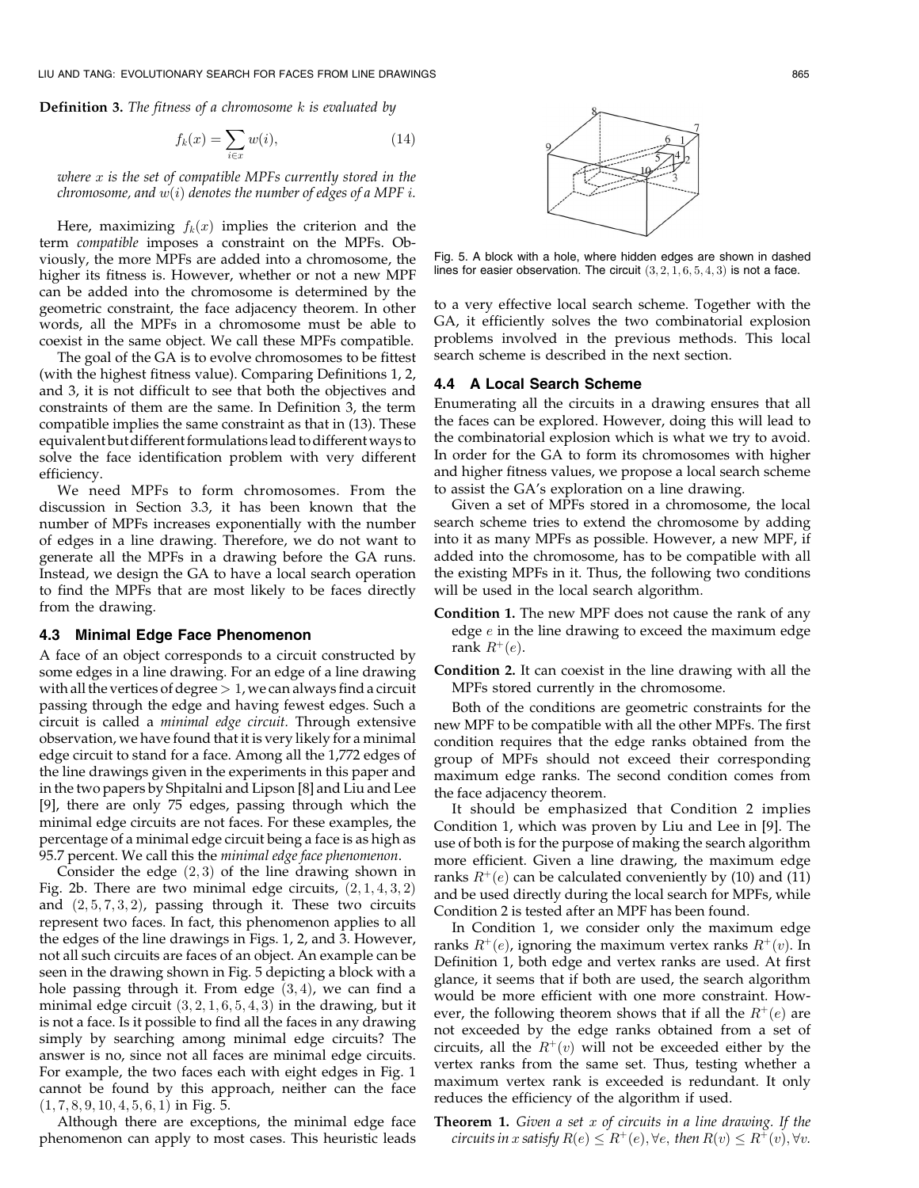**Definition 3.** *The fitness of a chromosome $k$ is evaluated by*

$$f_k(x) = \sum_{i \in x} w(i), \tag{14}$$

*where $x$ is the set of compatible MPFs currently stored in the chromosome, and $w(i)$ denotes the number of edges of a MPF $i$.*

Here, maximizing $f_k(x)$ implies the criterion and the term *compatible* imposes a constraint on the MPFs. Obviously, the more MPFs are added into a chromosome, the higher its fitness is. However, whether or not a new MPF can be added into the chromosome is determined by the geometric constraint, the face adjacency theorem. In other words, all the MPFs in a chromosome must be able to coexist in the same object. We call these MPFs compatible.

The goal of the GA is to evolve chromosomes to be fittest (with the highest fitness value). Comparing Definitions 1, 2, and 3, it is not difficult to see that both the objectives and constraints of them are the same. In Definition 3, the term compatible implies the same constraint as that in (13). These equivalent but different formulations lead to different ways to solve the face identification problem with very different efficiency.

We need MPFs to form chromosomes. From the discussion in Section 3.3, it has been known that the number of MPFs increases exponentially with the number of edges in a line drawing. Therefore, we do not want to generate all the MPFs in a drawing before the GA runs. Instead, we design the GA to have a local search operation to find the MPFs that are most likely to be faces directly from the drawing.

### 4.3 Minimal Edge Face Phenomenon

A face of an object corresponds to a circuit constructed by some edges in a line drawing. For an edge of a line drawing with all the vertices of degree $> 1$, we can always find a circuit passing through the edge and having fewest edges. Such a circuit is called a *minimal edge circuit*. Through extensive observation, we have found that it is very likely for a minimal edge circuit to stand for a face. Among all the 1,772 edges of the line drawings given in the experiments in this paper and in the two papers by Shpitalni and Lipson [8] and Liu and Lee [9], there are only 75 edges, passing through which the minimal edge circuits are not faces. For these examples, the percentage of a minimal edge circuit being a face is as high as 95.7 percent. We call this the *minimal edge face phenomenon*.

Consider the edge $(2, 3)$ of the line drawing shown in Fig. 2b. There are two minimal edge circuits, $(2, 1, 4, 3, 2)$ and $(2, 5, 7, 3, 2)$, passing through it. These two circuits represent two faces. In fact, this phenomenon applies to all the edges of the line drawings in Figs. 1, 2, and 3. However, not all such circuits are faces of an object. An example can be seen in the drawing shown in Fig. 5 depicting a block with a hole passing through it. From edge $(3, 4)$, we can find a minimal edge circuit $(3, 2, 1, 6, 5, 4, 3)$ in the drawing, but it is not a face. Is it possible to find all the faces in any drawing simply by searching among minimal edge circuits? The answer is no, since not all faces are minimal edge circuits. For example, the two faces each with eight edges in Fig. 1 cannot be found by this approach, neither can the face $(1, 7, 8, 9, 10, 4, 5, 6, 1)$ in Fig. 5.

Although there are exceptions, the minimal edge face phenomenon can apply to most cases. This heuristic leads to a very effective local search scheme. Together with the GA, it efficiently solves the two combinatorial explosion problems involved in the previous methods. This local search scheme is described in the next section.

Fig. 5. A block with a hole, where hidden edges are shown in dashed lines for easier observation. The circuit $(3, 2, 1, 6, 5, 4, 3)$ is not a face.

### 4.4 A Local Search Scheme

Enumerating all the circuits in a drawing ensures that all the faces can be explored. However, doing this will lead to the combinatorial explosion which is what we try to avoid. In order for the GA to form its chromosomes with higher and higher fitness values, we propose a local search scheme to assist the GA's exploration on a line drawing.

Given a set of MPFs stored in a chromosome, the local search scheme tries to extend the chromosome by adding into it as many MPFs as possible. However, a new MPF, if added into the chromosome, has to be compatible with all the existing MPFs in it. Thus, the following two conditions will be used in the local search algorithm.

**Condition 1.** The new MPF does not cause the rank of any edge $e$ in the line drawing to exceed the maximum edge rank $R^+(e)$.

**Condition 2.** It can coexist in the line drawing with all the MPFs stored currently in the chromosome.

Both of the conditions are geometric constraints for the new MPF to be compatible with all the other MPFs. The first condition requires that the edge ranks obtained from the group of MPFs should not exceed their corresponding maximum edge ranks. The second condition comes from the face adjacency theorem.

It should be emphasized that Condition 2 implies Condition 1, which was proven by Liu and Lee in [9]. The use of both is for the purpose of making the search algorithm more efficient. Given a line drawing, the maximum edge ranks $R^+(e)$ can be calculated conveniently by (10) and (11) and be used directly during the local search for MPFs, while Condition 2 is tested after an MPF has been found.

In Condition 1, we consider only the maximum edge ranks $R^+(e)$, ignoring the maximum vertex ranks $R^+(v)$. In Definition 1, both edge and vertex ranks are used. At first glance, it seems that if both are used, the search algorithm would be more efficient with one more constraint. However, the following theorem shows that if all the $R^+(e)$ are not exceeded by the edge ranks obtained from a set of circuits, all the $R^+(v)$ will not be exceeded either by the vertex ranks from the same set. Thus, testing whether a maximum vertex rank is exceeded is redundant. It only reduces the efficiency of the algorithm if used.

**Theorem 1.** *Given a set $x$ of circuits in a line drawing. If the circuits in $x$ satisfy $R(e) \leq R^+(e), \forall e$, then $R(v) \leq R^+(v), \forall v$.*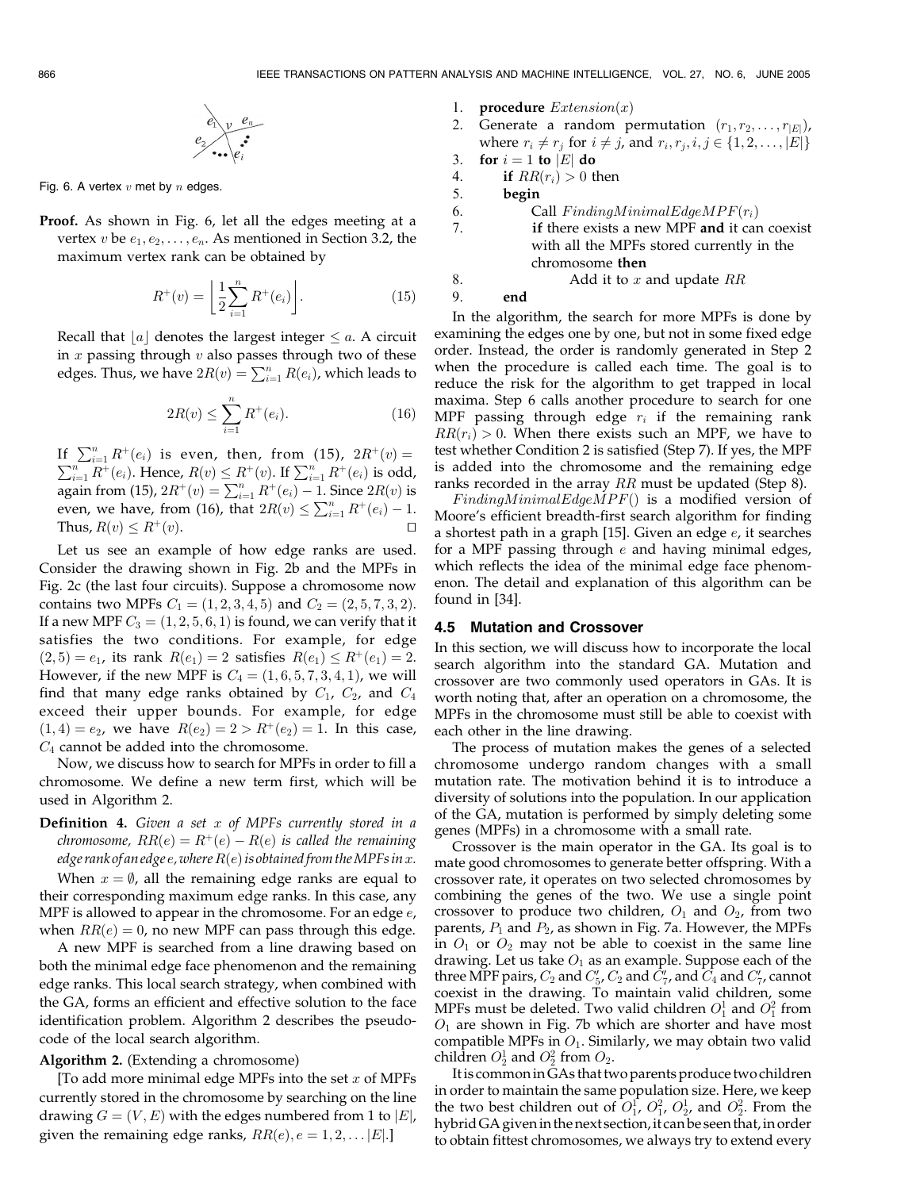Fig. 6. A vertex $v$ met by $n$ edges.

**Proof.** As shown in Fig. 6, let all the edges meeting at a vertex $v$ be $e_1, e_2, \ldots, e_n$. As mentioned in Section 3.2, the maximum vertex rank can be obtained by

$$R^+(v) = \left\lfloor \frac{1}{2}\sum_{i=1}^{n} R^+(e_i) \right\rfloor. \tag{15}$$

Recall that $\lfloor a \rfloor$ denotes the largest integer $\leq a$. A circuit in $x$ passing through $v$ also passes through two of these edges. Thus, we have $2R(v) = \sum_{i=1}^{n} R(e_i)$, which leads to

$$2R(v) \leq \sum_{i=1}^{n} R^+(e_i). \tag{16}$$

If $\sum_{i=1}^{n} R^+(e_i)$ is even, then, from (15), $2R^+(v) = \sum_{i=1}^{n} R^+(e_i)$. Hence, $R(v) \leq R^+(v)$. If $\sum_{i=1}^{n} R^+(e_i)$ is odd, again from (15), $2R^+(v) = \sum_{i=1}^{n} R^+(e_i) - 1$. Since $2R(v)$ is even, we have, from (16), that $2R(v) \leq \sum_{i=1}^{n} R^+(e_i) - 1$. Thus, $R(v) \leq R^+(v)$. □

Let us see an example of how edge ranks are used. Consider the drawing shown in Fig. 2b and the MPFs in Fig. 2c (the last four circuits). Suppose a chromosome now contains two MPFs $C_1 = (1, 2, 3, 4, 5)$ and $C_2 = (2, 5, 7, 3, 2)$. If a new MPF $C_3 = (1, 2, 5, 6, 1)$ is found, we can verify that it satisfies the two conditions. For example, for edge $(2, 5) = e_1$, its rank $R(e_1) = 2$ satisfies $R(e_1) \leq R^+(e_1) = 2$. However, if the new MPF is $C_4 = (1, 6, 5, 7, 3, 4, 1)$, we will find that many edge ranks obtained by $C_1$, $C_2$, and $C_4$ exceed their upper bounds. For example, for edge $(1, 4) = e_2$, we have $R(e_2) = 2 > R^+(e_2) = 1$. In this case, $C_4$ cannot be added into the chromosome.

Now, we discuss how to search for MPFs in order to fill a chromosome. We define a new term first, which will be used in Algorithm 2.

**Definition 4.** *Given a set $x$ of MPFs currently stored in a chromosome, $RR(e) = R^+(e) - R(e)$ is called the remaining edge rank of an edge $e$, where $R(e)$ is obtained from the MPFs in $x$.*

When $x = \emptyset$, all the remaining edge ranks are equal to their corresponding maximum edge ranks. In this case, any MPF is allowed to appear in the chromosome. For an edge $e$, when $RR(e) = 0$, no new MPF can pass through this edge.

A new MPF is searched from a line drawing based on both the minimal edge face phenomenon and the remaining edge ranks. This local search strategy, when combined with the GA, forms an efficient and effective solution to the face identification problem. Algorithm 2 describes the pseudocode of the local search algorithm.

**Algorithm 2.** (Extending a chromosome)

[To add more minimal edge MPFs into the set $x$ of MPFs currently stored in the chromosome by searching on the line drawing $G = (V, E)$ with the edges numbered from 1 to $|E|$, given the remaining edge ranks, $RR(e), e = 1, 2, \ldots |E|$.]

1. **procedure** $Extension(x)$
2. Generate a random permutation $(r_1, r_2, \ldots, r_{|E|})$, where $r_i \neq r_j$ for $i \neq j$, and $r_i, r_j, i, j \in \{1, 2, \ldots, |E|\}$
3. **for** $i = 1$ **to** $|E|$ **do**
4. **if** $RR(r_i) > 0$ then
5. **begin**
6. Call $FindingMinimalEdgeMPF(r_i)$
7. **if** there exists a new MPF **and** it can coexist with all the MPFs stored currently in the chromosome **then**
8. Add it to $x$ and update $RR$
9. **end**

In the algorithm, the search for more MPFs is done by examining the edges one by one, but not in some fixed edge order. Instead, the order is randomly generated in Step 2 when the procedure is called each time. The goal is to reduce the risk for the algorithm to get trapped in local maxima. Step 6 calls another procedure to search for one MPF passing through edge $r_i$ if the remaining rank $RR(r_i) > 0$. When there exists such an MPF, we have to test whether Condition 2 is satisfied (Step 7). If yes, the MPF is added into the chromosome and the remaining edge ranks recorded in the array $RR$ must be updated (Step 8).

$FindingMinimalEdgeMPF()$ is a modified version of Moore's efficient breadth-first search algorithm for finding a shortest path in a graph [15]. Given an edge $e$, it searches for a MPF passing through $e$ and having minimal edges, which reflects the idea of the minimal edge face phenomenon. The detail and explanation of this algorithm can be found in [34].

### 4.5 Mutation and Crossover

In this section, we will discuss how to incorporate the local search algorithm into the standard GA. Mutation and crossover are two commonly used operators in GAs. It is worth noting that, after an operation on a chromosome, the MPFs in the chromosome must still be able to coexist with each other in the line drawing.

The process of mutation makes the genes of a selected chromosome undergo random changes with a small mutation rate. The motivation behind it is to introduce a diversity of solutions into the population. In our application of the GA, mutation is performed by simply deleting some genes (MPFs) in a chromosome with a small rate.

Crossover is the main operator in the GA. Its goal is to mate good chromosomes to generate better offspring. With a crossover rate, it operates on two selected chromosomes by combining the genes of the two. We use a single point crossover to produce two children, $O_1$ and $O_2$, from two parents, $P_1$ and $P_2$, as shown in Fig. 7a. However, the MPFs in $O_1$ or $O_2$ may not be able to coexist in the same line drawing. Let us take $O_1$ as an example. Suppose each of the three MPF pairs, $C_2$ and $C_5'$, $C_2$ and $C_7'$, and $C_4$ and $C_7'$, cannot coexist in the drawing. To maintain valid children, some MPFs must be deleted. Two valid children $O_1^1$ and $O_1^2$ from $O_1$ are shown in Fig. 7b which are shorter and have most compatible MPFs in $O_1$. Similarly, we may obtain two valid children $O_2^1$ and $O_2^2$ from $O_2$.

It is common in GAs that two parents produce two children in order to maintain the same population size. Here, we keep the two best children out of $O_1^1$, $O_1^2$, $O_2^1$, and $O_2^2$. From the hybrid GA given in the next section, it can be seen that, in order to obtain fittest chromosomes, we always try to extend every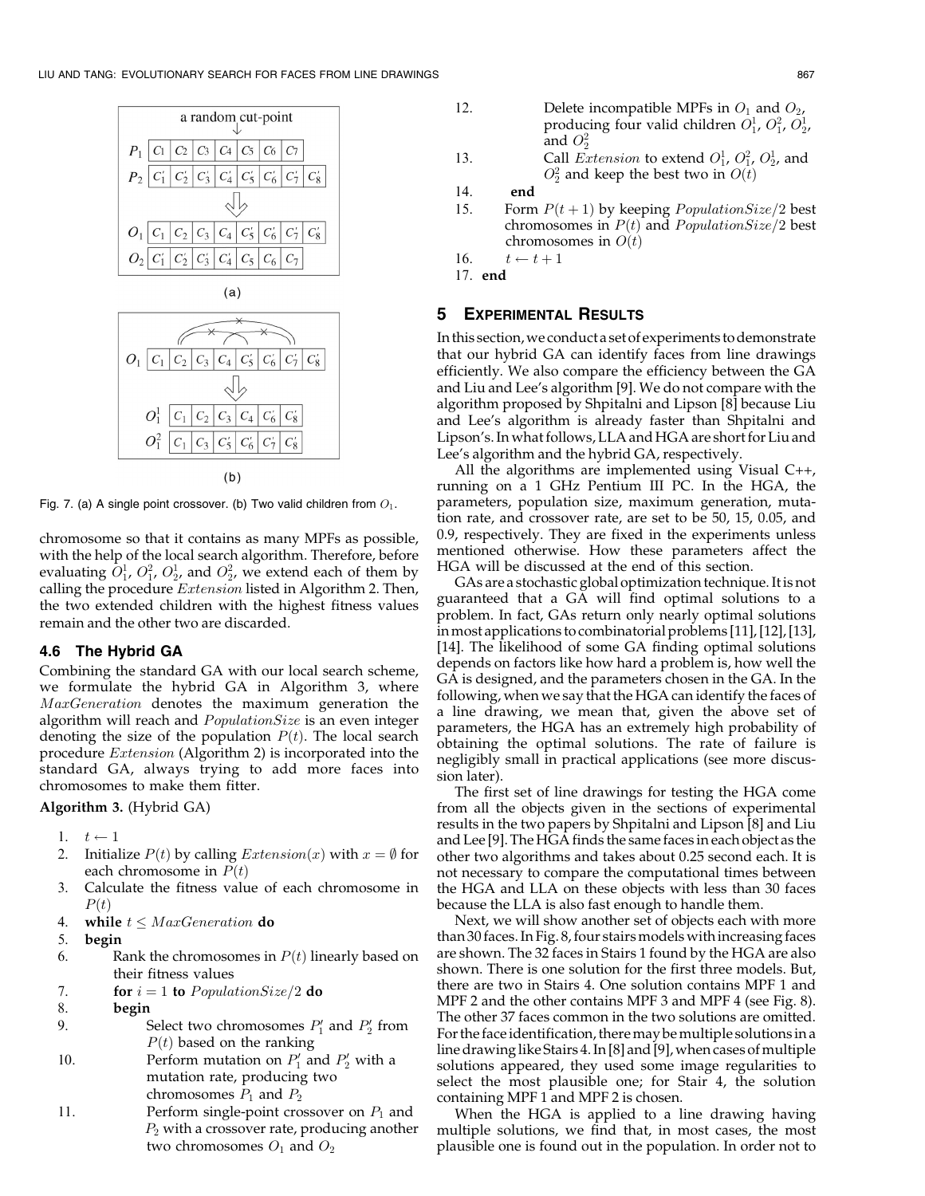a random cut-point

| $P_1$ | $C_1$ | $C_2$ | $C_3$ | $C_4$ | $C_5$ | $C_6$ | $C_7$ | |
|---|---|---|---|---|---|---|---|---|
| $P_2$ | $C'_1$ | $C'_2$ | $C'_3$ | $C'_4$ | $C'_5$ | $C'_6$ | $C'_7$ | $C'_8$ |

| $O_1$ | $C_1$ | $C_2$ | $C_3$ | $C_4$ | $C'_5$ | $C'_6$ | $C'_7$ | $C'_8$ |
|---|---|---|---|---|---|---|---|---|
| $O_2$ | $C'_1$ | $C'_2$ | $C'_3$ | $C'_4$ | $C_5$ | $C_6$ | $C_7$ | |

(a)

| $O_1$ | $C_1$ | $C_2$ | $C_3$ | $C_4$ | $C'_5$ | $C'_6$ | $C'_7$ | $C'_8$ |
|---|---|---|---|---|---|---|---|---|

| $O_1^1$ | $C_1$ | $C_2$ | $C_3$ | $C_4$ | $C'_6$ | $C'_8$ |
|---|---|---|---|---|---|---|
| $O_1^2$ | $C_1$ | $C_3$ | $C'_5$ | $C'_6$ | $C'_7$ | $C'_8$ |

(b)

Fig. 7. (a) A single point crossover. (b) Two valid children from $O_1$.

chromosome so that it contains as many MPFs as possible, with the help of the local search algorithm. Therefore, before evaluating $O_1^1$, $O_1^2$, $O_2^1$, and $O_2^2$, we extend each of them by calling the procedure *Extension* listed in Algorithm 2. Then, the two extended children with the highest fitness values remain and the other two are discarded.

### 4.6 The Hybrid GA

Combining the standard GA with our local search scheme, we formulate the hybrid GA in Algorithm 3, where *MaxGeneration* denotes the maximum generation the algorithm will reach and *PopulationSize* is an even integer denoting the size of the population $P(t)$. The local search procedure *Extension* (Algorithm 2) is incorporated into the standard GA, always trying to add more faces into chromosomes to make them fitter.

**Algorithm 3.** (Hybrid GA)

1. $t \leftarrow 1$
2. Initialize $P(t)$ by calling $Extension(x)$ with $x = \emptyset$ for each chromosome in $P(t)$
3. Calculate the fitness value of each chromosome in $P(t)$
4. **while** $t \leq MaxGeneration$ **do**
5. **begin**
6. Rank the chromosomes in $P(t)$ linearly based on their fitness values
7. **for** $i = 1$ **to** $PopulationSize/2$ **do**
8. **begin**
9. Select two chromosomes $P'_1$ and $P'_2$ from $P(t)$ based on the ranking
10. Perform mutation on $P'_1$ and $P'_2$ with a mutation rate, producing two chromosomes $P_1$ and $P_2$
11. Perform single-point crossover on $P_1$ and $P_2$ with a crossover rate, producing another two chromosomes $O_1$ and $O_2$
12. Delete incompatible MPFs in $O_1$ and $O_2$, producing four valid children $O_1^1$, $O_1^2$, $O_2^1$, and $O_2^2$
13. Call *Extension* to extend $O_1^1$, $O_1^2$, $O_2^1$, and $O_2^2$ and keep the best two in $O(t)$
14. **end**
15. Form $P(t+1)$ by keeping $PopulationSize/2$ best chromosomes in $P(t)$ and $PopulationSize/2$ best chromosomes in $O(t)$
16. $t \leftarrow t + 1$
17. **end**

## 5 Experimental Results

In this section, we conduct a set of experiments to demonstrate that our hybrid GA can identify faces from line drawings efficiently. We also compare the efficiency between the GA and Liu and Lee's algorithm [9]. We do not compare with the algorithm proposed by Shpitalni and Lipson [8] because Liu and Lee's algorithm is already faster than Shpitalni and Lipson's. In what follows, LLA and HGA are short for Liu and Lee's algorithm and the hybrid GA, respectively.

All the algorithms are implemented using Visual C++, running on a 1 GHz Pentium III PC. In the HGA, the parameters, population size, maximum generation, mutation rate, and crossover rate, are set to be 50, 15, 0.05, and 0.9, respectively. They are fixed in the experiments unless mentioned otherwise. How these parameters affect the HGA will be discussed at the end of this section.

GAs are a stochastic global optimization technique. It is not guaranteed that a GA will find optimal solutions to a problem. In fact, GAs return only nearly optimal solutions in most applications to combinatorial problems [11], [12], [13], [14]. The likelihood of some GA finding optimal solutions depends on factors like how hard a problem is, how well the GA is designed, and the parameters chosen in the GA. In the following, when we say that the HGA can identify the faces of a line drawing, we mean that, given the above set of parameters, the HGA has an extremely high probability of obtaining the optimal solutions. The rate of failure is negligibly small in practical applications (see more discussion later).

The first set of line drawings for testing the HGA come from all the objects given in the sections of experimental results in the two papers by Shpitalni and Lipson [8] and Liu and Lee [9]. The HGA finds the same faces in each object as the other two algorithms and takes about 0.25 second each. It is not necessary to compare the computational times between the HGA and LLA on these objects with less than 30 faces because the LLA is also fast enough to handle them.

Next, we will show another set of objects each with more than 30 faces. In Fig. 8, four stairs models with increasing faces are shown. The 32 faces in Stairs 1 found by the HGA are also shown. There is one solution for the first three models. But, there are two in Stairs 4. One solution contains MPF 1 and MPF 2 and the other contains MPF 3 and MPF 4 (see Fig. 8). The other 37 faces common in the two solutions are omitted. For the face identification, there may be multiple solutions in a line drawing like Stairs 4. In [8] and [9], when cases of multiple solutions appeared, they used some image regularities to select the most plausible one; for Stair 4, the solution containing MPF 1 and MPF 2 is chosen.

When the HGA is applied to a line drawing having multiple solutions, we find that, in most cases, the most plausible one is found out in the population. In order not to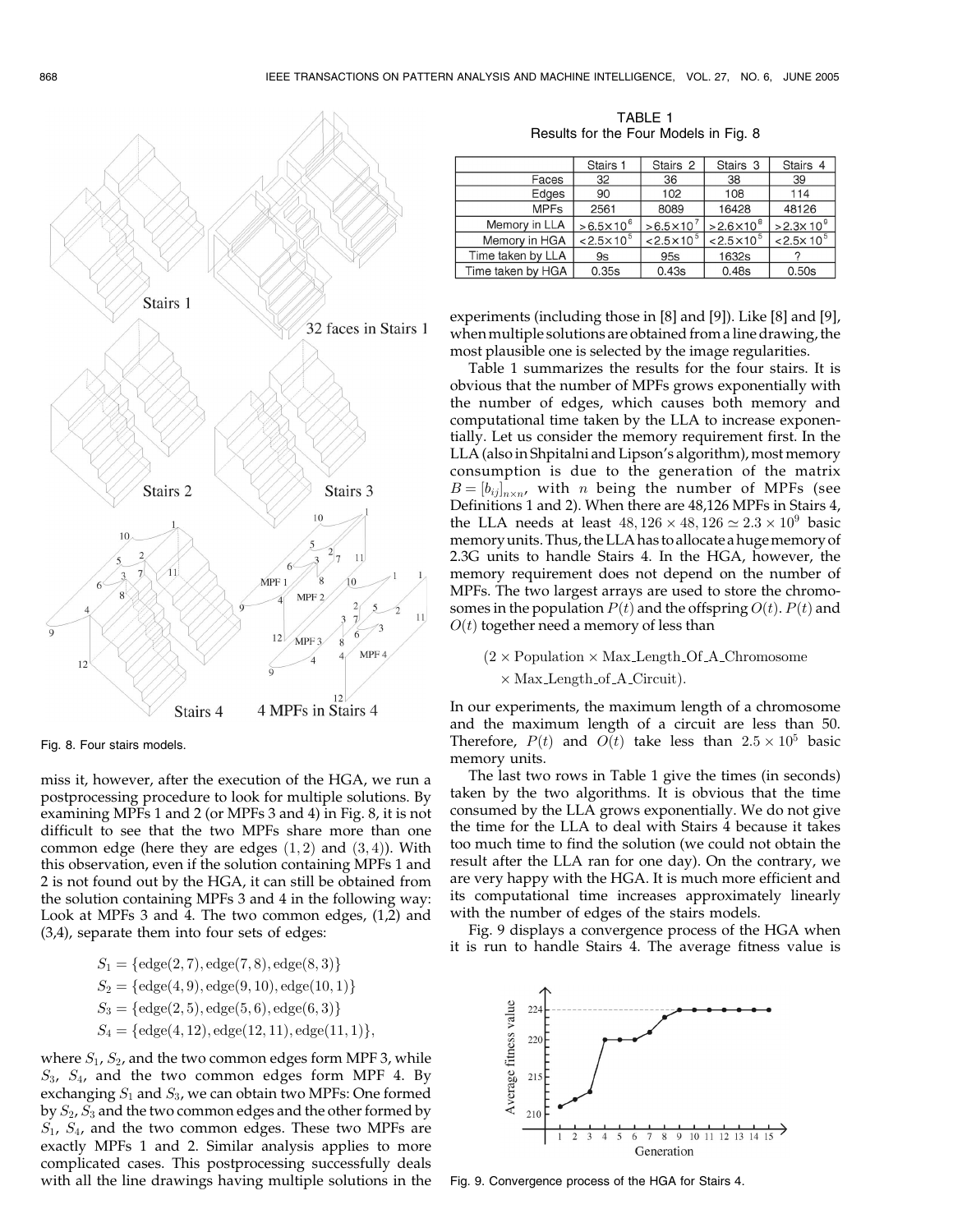Fig. 8. Four stairs models.

miss it, however, after the execution of the HGA, we run a postprocessing procedure to look for multiple solutions. By examining MPFs 1 and 2 (or MPFs 3 and 4) in Fig. 8, it is not difficult to see that the two MPFs share more than one common edge (here they are edges $(1,2)$ and $(3,4)$). With this observation, even if the solution containing MPFs 1 and 2 is not found out by the HGA, it can still be obtained from the solution containing MPFs 3 and 4 in the following way: Look at MPFs 3 and 4. The two common edges, (1,2) and (3,4), separate them into four sets of edges:

$$S_1 = \{\text{edge}(2,7), \text{edge}(7,8), \text{edge}(8,3)\}$$
$$S_2 = \{\text{edge}(4,9), \text{edge}(9,10), \text{edge}(10,1)\}$$
$$S_3 = \{\text{edge}(2,5), \text{edge}(5,6), \text{edge}(6,3)\}$$
$$S_4 = \{\text{edge}(4,12), \text{edge}(12,11), \text{edge}(11,1)\},$$

where $S_1$, $S_2$, and the two common edges form MPF 3, while $S_3$, $S_4$, and the two common edges form MPF 4. By exchanging $S_1$ and $S_3$, we can obtain two MPFs: One formed by $S_2$, $S_3$ and the two common edges and the other formed by $S_1$, $S_4$, and the two common edges. These two MPFs are exactly MPFs 1 and 2. Similar analysis applies to more complicated cases. This postprocessing successfully deals with all the line drawings having multiple solutions in the experiments (including those in [8] and [9]). Like [8] and [9], when multiple solutions are obtained from a line drawing, the most plausible one is selected by the image regularities.

TABLE 1
Results for the Four Models in Fig. 8

| | Stairs 1 | Stairs 2 | Stairs 3 | Stairs 4 |
|---|---|---|---|---|
| Faces | 32 | 36 | 38 | 39 |
| Edges | 90 | 102 | 108 | 114 |
| MPFs | 2561 | 8089 | 16428 | 48126 |
| Memory in LLA | $>6.5\times10^6$ | $>6.5\times10^7$ | $>2.6\times10^8$ | $>2.3\times10^9$ |
| Memory in HGA | $<2.5\times10^5$ | $<2.5\times10^5$ | $<2.5\times10^5$ | $<2.5\times10^5$ |
| Time taken by LLA | 9s | 95s | 1632s | ? |
| Time taken by HGA | 0.35s | 0.43s | 0.48s | 0.50s |

Table 1 summarizes the results for the four stairs. It is obvious that the number of MPFs grows exponentially with the number of edges, which causes both memory and computational time taken by the LLA to increase exponentially. Let us consider the memory requirement first. In the LLA (also in Shpitalni and Lipson's algorithm), most memory consumption is due to the generation of the matrix $B = [b_{ij}]_{n\times n}$, with $n$ being the number of MPFs (see Definitions 1 and 2). When there are 48,126 MPFs in Stairs 4, the LLA needs at least $48,126 \times 48,126 \simeq 2.3 \times 10^9$ basic memory units. Thus, the LLA has to allocate a huge memory of 2.3G units to handle Stairs 4. In the HGA, however, the memory requirement does not depend on the number of MPFs. The two largest arrays are used to store the chromosomes in the population $P(t)$ and the offspring $O(t)$. $P(t)$ and $O(t)$ together need a memory of less than

$$(2 \times \text{Population} \times \text{Max\_Length\_Of\_A\_Chromosome} \times \text{Max\_Length\_of\_A\_Circuit}).$$

In our experiments, the maximum length of a chromosome and the maximum length of a circuit are less than 50. Therefore, $P(t)$ and $O(t)$ take less than $2.5 \times 10^5$ basic memory units.

The last two rows in Table 1 give the times (in seconds) taken by the two algorithms. It is obvious that the time consumed by the LLA grows exponentially. We do not give the time for the LLA to deal with Stairs 4 because it takes too much time to find the solution (we could not obtain the result after the LLA ran for one day). On the contrary, we are very happy with the HGA. It is much more efficient and its computational time increases approximately linearly with the number of edges of the stairs models.

Fig. 9 displays a convergence process of the HGA when it is run to handle Stairs 4. The average fitness value is

Fig. 9. Convergence process of the HGA for Stairs 4.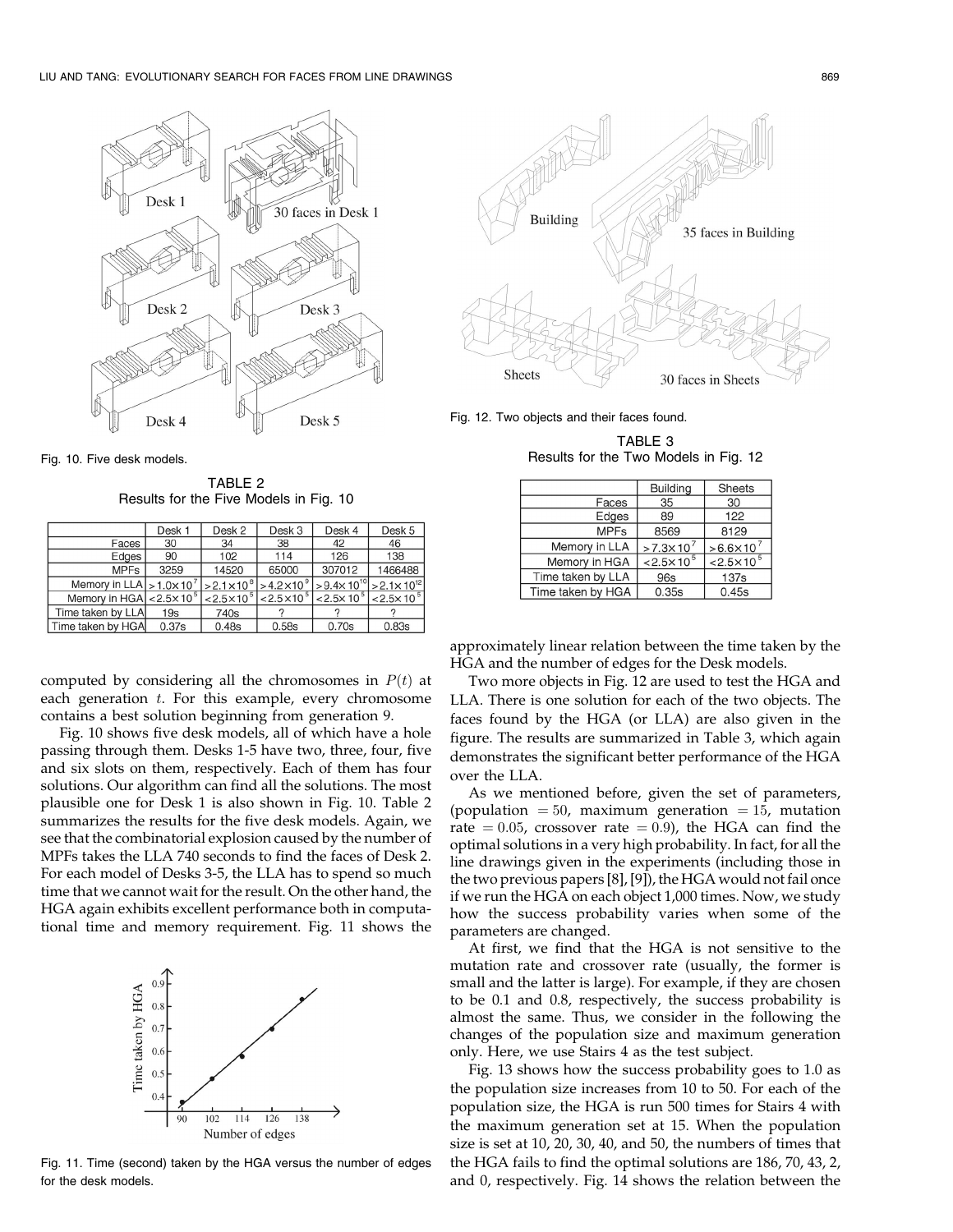Fig. 10. Five desk models.

TABLE 2
Results for the Five Models in Fig. 10

| | Desk 1 | Desk 2 | Desk 3 | Desk 4 | Desk 5 |
|---|---|---|---|---|---|
| Faces | 30 | 34 | 38 | 42 | 46 |
| Edges | 90 | 102 | 114 | 126 | 138 |
| MPFs | 3259 | 14520 | 65000 | 307012 | 1466488 |
| Memory in LLA | $>1.0\times10^{7}$ | $>2.1\times10^{8}$ | $>4.2\times10^{9}$ | $>9.4\times10^{10}$ | $>2.1\times10^{12}$ |
| Memory in HGA | $<2.5\times10^{5}$ | $<2.5\times10^{5}$ | $<2.5\times10^{5}$ | $<2.5\times10^{5}$ | $<2.5\times10^{5}$ |
| Time taken by LLA | 19s | 740s | ? | ? | ? |
| Time taken by HGA | 0.37s | 0.48s | 0.58s | 0.70s | 0.83s |

computed by considering all the chromosomes in $P(t)$ at each generation $t$. For this example, every chromosome contains a best solution beginning from generation 9.

Fig. 10 shows five desk models, all of which have a hole passing through them. Desks 1-5 have two, three, four, five and six slots on them, respectively. Each of them has four solutions. Our algorithm can find all the solutions. The most plausible one for Desk 1 is also shown in Fig. 10. Table 2 summarizes the results for the five desk models. Again, we see that the combinatorial explosion caused by the number of MPFs takes the LLA 740 seconds to find the faces of Desk 2. For each model of Desks 3-5, the LLA has to spend so much time that we cannot wait for the result. On the other hand, the HGA again exhibits excellent performance both in computational time and memory requirement. Fig. 11 shows the

Fig. 11. Time (second) taken by the HGA versus the number of edges for the desk models.

Fig. 12. Two objects and their faces found.

TABLE 3
Results for the Two Models in Fig. 12

| | Building | Sheets |
|---|---|---|
| Faces | 35 | 30 |
| Edges | 89 | 122 |
| MPFs | 8569 | 8129 |
| Memory in LLA | $>7.3\times10^{7}$ | $>6.6\times10^{7}$ |
| Memory in HGA | $<2.5\times10^{5}$ | $<2.5\times10^{5}$ |
| Time taken by LLA | 96s | 137s |
| Time taken by HGA | 0.35s | 0.45s |

approximately linear relation between the time taken by the HGA and the number of edges for the Desk models.

Two more objects in Fig. 12 are used to test the HGA and LLA. There is one solution for each of the two objects. The faces found by the HGA (or LLA) are also given in the figure. The results are summarized in Table 3, which again demonstrates the significant better performance of the HGA over the LLA.

As we mentioned before, given the set of parameters, (population $= 50$, maximum generation $= 15$, mutation rate $= 0.05$, crossover rate $= 0.9$), the HGA can find the optimal solutions in a very high probability. In fact, for all the line drawings given in the experiments (including those in the two previous papers [8], [9]), the HGA would not fail once if we run the HGA on each object 1,000 times. Now, we study how the success probability varies when some of the parameters are changed.

At first, we find that the HGA is not sensitive to the mutation rate and crossover rate (usually, the former is small and the latter is large). For example, if they are chosen to be 0.1 and 0.8, respectively, the success probability is almost the same. Thus, we consider in the following the changes of the population size and maximum generation only. Here, we use Stairs 4 as the test subject.

Fig. 13 shows how the success probability goes to 1.0 as the population size increases from 10 to 50. For each of the population size, the HGA is run 500 times for Stairs 4 with the maximum generation set at 15. When the population size is set at 10, 20, 30, 40, and 50, the numbers of times that the HGA fails to find the optimal solutions are 186, 70, 43, 2, and 0, respectively. Fig. 14 shows the relation between the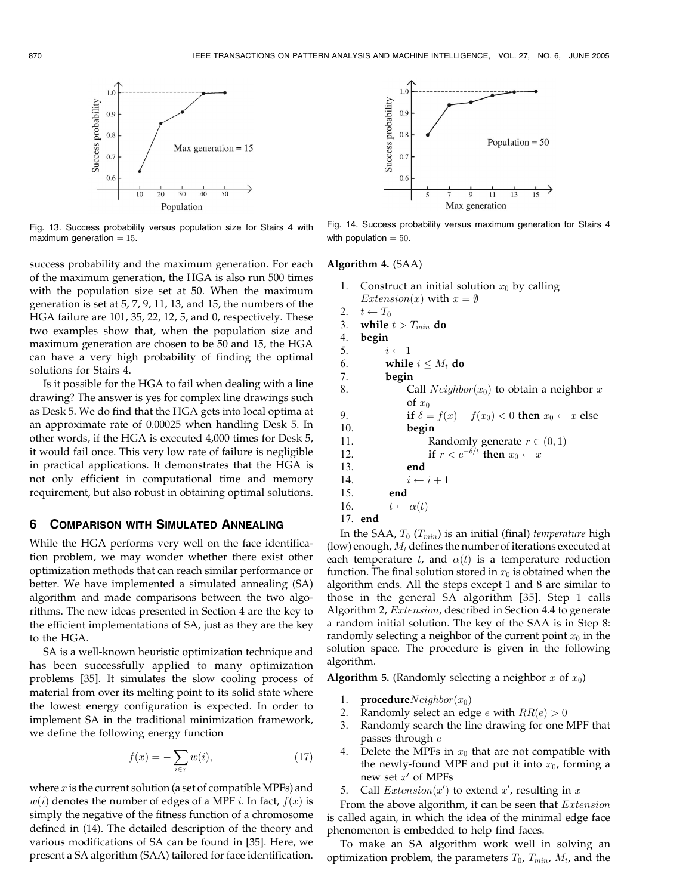Fig. 13. Success probability versus population size for Stairs 4 with maximum generation $= 15$.

Fig. 14. Success probability versus maximum generation for Stairs 4 with population $= 50$.

success probability and the maximum generation. For each of the maximum generation, the HGA is also run 500 times with the population size set at 50. When the maximum generation is set at 5, 7, 9, 11, 13, and 15, the numbers of the HGA failure are 101, 35, 22, 12, 5, and 0, respectively. These two examples show that, when the population size and maximum generation are chosen to be 50 and 15, the HGA can have a very high probability of finding the optimal solutions for Stairs 4.

Is it possible for the HGA to fail when dealing with a line drawing? The answer is yes for complex line drawings such as Desk 5. We do find that the HGA gets into local optima at an approximate rate of 0.00025 when handling Desk 5. In other words, if the HGA is executed 4,000 times for Desk 5, it would fail once. This very low rate of failure is negligible in practical applications. It demonstrates that the HGA is not only efficient in computational time and memory requirement, but also robust in obtaining optimal solutions.

## 6 Comparison with Simulated Annealing

While the HGA performs very well on the face identification problem, we may wonder whether there exist other optimization methods that can reach similar performance or better. We have implemented a simulated annealing (SA) algorithm and made comparisons between the two algorithms. The new ideas presented in Section 4 are the key to the efficient implementations of SA, just as they are the key to the HGA.

SA is a well-known heuristic optimization technique and has been successfully applied to many optimization problems [35]. It simulates the slow cooling process of material from over its melting point to its solid state where the lowest energy configuration is expected. In order to implement SA in the traditional minimization framework, we define the following energy function

$$f(x) = -\sum_{i \in x} w(i), \tag{17}$$

where $x$ is the current solution (a set of compatible MPFs) and $w(i)$ denotes the number of edges of a MPF $i$. In fact, $f(x)$ is simply the negative of the fitness function of a chromosome defined in (14). The detailed description of the theory and various modifications of SA can be found in [35]. Here, we present a SA algorithm (SAA) tailored for face identification.

**Algorithm 4.** (SAA)

1. Construct an initial solution $x_0$ by calling $Extension(x)$ with $x = \emptyset$
2. $t \leftarrow T_0$
3. **while** $t > T_{min}$ **do**
4. **begin**
5. $\quad i \leftarrow 1$
6. $\quad$ **while** $i \leq M_t$ **do**
7. $\quad$ **begin**
8. $\quad\quad$ Call $Neighbor(x_0)$ to obtain a neighbor $x$ of $x_0$
9. $\quad\quad$ **if** $\delta = f(x) - f(x_0) < 0$ **then** $x_0 \leftarrow x$ else
10. $\quad\quad$ **begin**
11. $\quad\quad\quad$ Randomly generate $r \in (0, 1)$
12. $\quad\quad\quad$ **if** $r < e^{-\delta/t}$ **then** $x_0 \leftarrow x$
13. $\quad\quad$ **end**
14. $\quad\quad$ $i \leftarrow i + 1$
15. $\quad$ **end**
16. $\quad t \leftarrow \alpha(t)$
17. **end**

In the SAA, $T_0$ ($T_{min}$) is an initial (final) *temperature* high (low) enough, $M_t$ defines the number of iterations executed at each temperature $t$, and $\alpha(t)$ is a temperature reduction function. The final solution stored in $x_0$ is obtained when the algorithm ends. All the steps except 1 and 8 are similar to those in the general SA algorithm [35]. Step 1 calls Algorithm 2, $Extension$, described in Section 4.4 to generate a random initial solution. The key of the SAA is in Step 8: randomly selecting a neighbor of the current point $x_0$ in the solution space. The procedure is given in the following algorithm.

**Algorithm 5.** (Randomly selecting a neighbor $x$ of $x_0$)

1. **procedure** $Neighbor(x_0)$
2. Randomly select an edge $e$ with $RR(e) > 0$
3. Randomly search the line drawing for one MPF that passes through $e$
4. Delete the MPFs in $x_0$ that are not compatible with the newly-found MPF and put it into $x_0$, forming a new set $x'$ of MPFs
5. Call $Extension(x')$ to extend $x'$, resulting in $x$

From the above algorithm, it can be seen that $Extension$ is called again, in which the idea of the minimal edge face phenomenon is embedded to help find faces.

To make an SA algorithm work well in solving an optimization problem, the parameters $T_0$, $T_{min}$, $M_t$, and the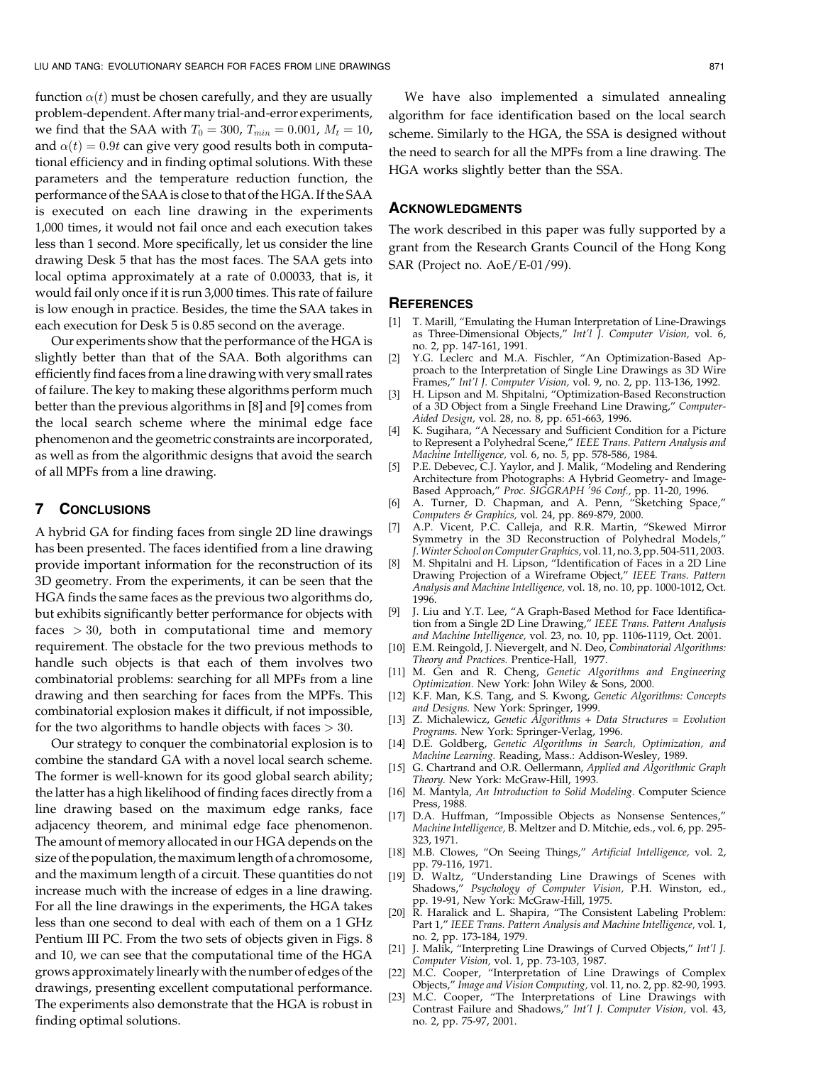function $\alpha(t)$ must be chosen carefully, and they are usually problem-dependent. After many trial-and-error experiments, we find that the SAA with $T_0 = 300$, $T_{min} = 0.001$, $M_t = 10$, and $\alpha(t) = 0.9t$ can give very good results both in computational efficiency and in finding optimal solutions. With these parameters and the temperature reduction function, the performance of the SAA is close to that of the HGA. If the SAA is executed on each line drawing in the experiments 1,000 times, it would not fail once and each execution takes less than 1 second. More specifically, let us consider the line drawing Desk 5 that has the most faces. The SAA gets into local optima approximately at a rate of 0.00033, that is, it would fail only once if it is run 3,000 times. This rate of failure is low enough in practice. Besides, the time the SAA takes in each execution for Desk 5 is 0.85 second on the average.

Our experiments show that the performance of the HGA is slightly better than that of the SAA. Both algorithms can efficiently find faces from a line drawing with very small rates of failure. The key to making these algorithms perform much better than the previous algorithms in [8] and [9] comes from the local search scheme where the minimal edge face phenomenon and the geometric constraints are incorporated, as well as from the algorithmic designs that avoid the search of all MPFs from a line drawing.

## 7 Conclusions

A hybrid GA for finding faces from single 2D line drawings has been presented. The faces identified from a line drawing provide important information for the reconstruction of its 3D geometry. From the experiments, it can be seen that the HGA finds the same faces as the previous two algorithms do, but exhibits significantly better performance for objects with faces $> 30$, both in computational time and memory requirement. The obstacle for the two previous methods to handle such objects is that each of them involves two combinatorial problems: searching for all MPFs from a line drawing and then searching for faces from the MPFs. This combinatorial explosion makes it difficult, if not impossible, for the two algorithms to handle objects with faces $> 30$.

Our strategy to conquer the combinatorial explosion is to combine the standard GA with a novel local search scheme. The former is well-known for its good global search ability; the latter has a high likelihood of finding faces directly from a line drawing based on the maximum edge ranks, face adjacency theorem, and minimal edge face phenomenon. The amount of memory allocated in our HGA depends on the size of the population, the maximum length of a chromosome, and the maximum length of a circuit. These quantities do not increase much with the increase of edges in a line drawing. For all the line drawings in the experiments, the HGA takes less than one second to deal with each of them on a 1 GHz Pentium III PC. From the two sets of objects given in Figs. 8 and 10, we can see that the computational time of the HGA grows approximately linearly with the number of edges of the drawings, presenting excellent computational performance. The experiments also demonstrate that the HGA is robust in finding optimal solutions.

We have also implemented a simulated annealing algorithm for face identification based on the local search scheme. Similarly to the HGA, the SSA is designed without the need to search for all the MPFs from a line drawing. The HGA works slightly better than the SSA.

## Acknowledgments

The work described in this paper was fully supported by a grant from the Research Grants Council of the Hong Kong SAR (Project no. AoE/E-01/99).

## References

[1] T. Marill, "Emulating the Human Interpretation of Line-Drawings as Three-Dimensional Objects," *Int'l J. Computer Vision,* vol. 6, no. 2, pp. 147-161, 1991.

[2] Y.G. Leclerc and M.A. Fischler, "An Optimization-Based Approach to the Interpretation of Single Line Drawings as 3D Wire Frames," *Int'l J. Computer Vision,* vol. 9, no. 2, pp. 113-136, 1992.

[3] H. Lipson and M. Shpitalni, "Optimization-Based Reconstruction of a 3D Object from a Single Freehand Line Drawing," *Computer-Aided Design,* vol. 28, no. 8, pp. 651-663, 1996.

[4] K. Sugihara, "A Necessary and Sufficient Condition for a Picture to Represent a Polyhedral Scene," *IEEE Trans. Pattern Analysis and Machine Intelligence,* vol. 6, no. 5, pp. 578-586, 1984.

[5] P.E. Debevec, C.J. Yaylor, and J. Malik, "Modeling and Rendering Architecture from Photographs: A Hybrid Geometry- and Image-Based Approach," *Proc. SIGGRAPH '96 Conf.,* pp. 11-20, 1996.

[6] A. Turner, D. Chapman, and A. Penn, "Sketching Space," *Computers & Graphics,* vol. 24, pp. 869-879, 2000.

[7] A.P. Vicent, P.C. Calleja, and R.R. Martin, "Skewed Mirror Symmetry in the 3D Reconstruction of Polyhedral Models," *J. Winter School on Computer Graphics,* vol. 11, no. 3, pp. 504-511, 2003.

[8] M. Shpitalni and H. Lipson, "Identification of Faces in a 2D Line Drawing Projection of a Wireframe Object," *IEEE Trans. Pattern Analysis and Machine Intelligence,* vol. 18, no. 10, pp. 1000-1012, Oct. 1996.

[9] J. Liu and Y.T. Lee, "A Graph-Based Method for Face Identification from a Single 2D Line Drawing," *IEEE Trans. Pattern Analysis and Machine Intelligence,* vol. 23, no. 10, pp. 1106-1119, Oct. 2001.

[10] E.M. Reingold, J. Nievergelt, and N. Deo, *Combinatorial Algorithms: Theory and Practices.* Prentice-Hall, 1977.

[11] M. Gen and R. Cheng, *Genetic Algorithms and Engineering Optimization.* New York: John Wiley & Sons, 2000.

[12] K.F. Man, K.S. Tang, and S. Kwong, *Genetic Algorithms: Concepts and Designs.* New York: Springer, 1999.

[13] Z. Michalewicz, *Genetic Algorithms + Data Structures = Evolution Programs.* New York: Springer-Verlag, 1996.

[14] D.E. Goldberg, *Genetic Algorithms in Search, Optimization, and Machine Learning.* Reading, Mass.: Addison-Wesley, 1989.

[15] G. Chartrand and O.R. Oellermann, *Applied and Algorithmic Graph Theory.* New York: McGraw-Hill, 1993.

[16] M. Mantyla, *An Introduction to Solid Modeling.* Computer Science Press, 1988.

[17] D.A. Huffman, "Impossible Objects as Nonsense Sentences," *Machine Intelligence,* B. Meltzer and D. Mitchie, eds., vol. 6, pp. 295-323, 1971.

[18] M.B. Clowes, "On Seeing Things," *Artificial Intelligence,* vol. 2, pp. 79-116, 1971.

[19] D. Waltz, "Understanding Line Drawings of Scenes with Shadows," *Psychology of Computer Vision,* P.H. Winston, ed., pp. 19-91, New York: McGraw-Hill, 1975.

[20] R. Haralick and L. Shapira, "The Consistent Labeling Problem: Part 1," *IEEE Trans. Pattern Analysis and Machine Intelligence,* vol. 1, no. 2, pp. 173-184, 1979.

[21] J. Malik, "Interpreting Line Drawings of Curved Objects," *Int'l J. Computer Vision,* vol. 1, pp. 73-103, 1987.

[22] M.C. Cooper, "Interpretation of Line Drawings of Complex Objects," *Image and Vision Computing,* vol. 11, no. 2, pp. 82-90, 1993.

[23] M.C. Cooper, "The Interpretations of Line Drawings with Contrast Failure and Shadows," *Int'l J. Computer Vision,* vol. 43, no. 2, pp. 75-97, 2001.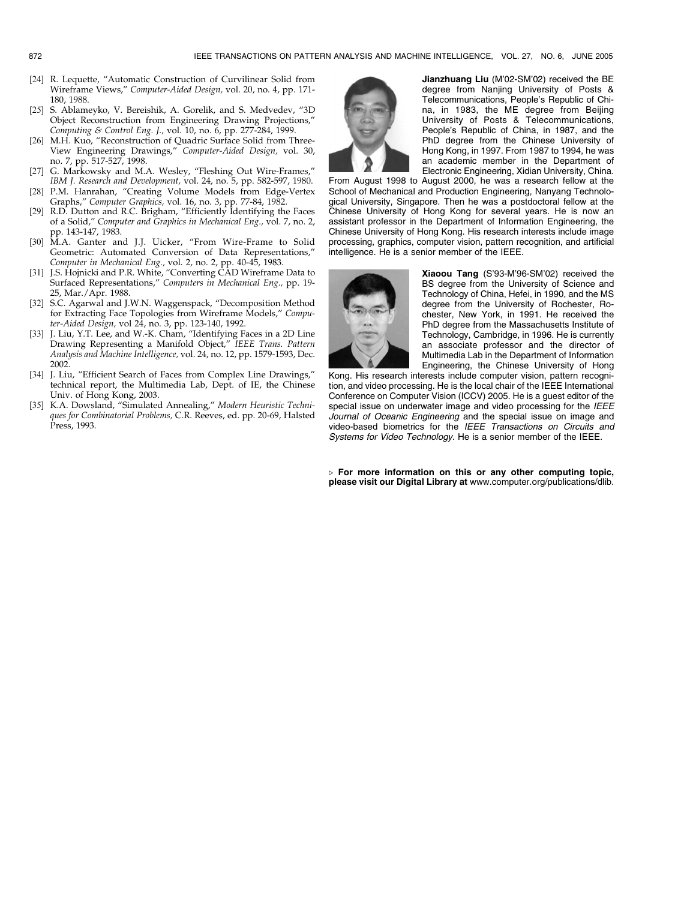[24] R. Lequette, "Automatic Construction of Curvilinear Solid from Wireframe Views," *Computer-Aided Design,* vol. 20, no. 4, pp. 171-180, 1988.

[25] S. Ablameyko, V. Bereishik, A. Gorelik, and S. Medvedev, "3D Object Reconstruction from Engineering Drawing Projections," *Computing & Control Eng. J.,* vol. 10, no. 6, pp. 277-284, 1999.

[26] M.H. Kuo, "Reconstruction of Quadric Surface Solid from Three-View Engineering Drawings," *Computer-Aided Design,* vol. 30, no. 7, pp. 517-527, 1998.

[27] G. Markowsky and M.A. Wesley, "Fleshing Out Wire-Frames," *IBM J. Research and Development,* vol. 24, no. 5, pp. 582-597, 1980.

[28] P.M. Hanrahan, "Creating Volume Models from Edge-Vertex Graphs," *Computer Graphics,* vol. 16, no. 3, pp. 77-84, 1982.

[29] R.D. Dutton and R.C. Brigham, "Efficiently Identifying the Faces of a Solid," *Computer and Graphics in Mechanical Eng.,* vol. 7, no. 2, pp. 143-147, 1983.

[30] M.A. Ganter and J.J. Uicker, "From Wire-Frame to Solid Geometric: Automated Conversion of Data Representations," *Computer in Mechanical Eng.,* vol. 2, no. 2, pp. 40-45, 1983.

[31] J.S. Hojnicki and P.R. White, "Converting CAD Wireframe Data to Surfaced Representations," *Computers in Mechanical Eng.,* pp. 19-25, Mar./Apr. 1988.

[32] S.C. Agarwal and J.W.N. Waggenspack, "Decomposition Method for Extracting Face Topologies from Wireframe Models," *Computer-Aided Design,* vol 24, no. 3, pp. 123-140, 1992.

[33] J. Liu, Y.T. Lee, and W.-K. Cham, "Identifying Faces in a 2D Line Drawing Representing a Manifold Object," *IEEE Trans. Pattern Analysis and Machine Intelligence,* vol. 24, no. 12, pp. 1579-1593, Dec. 2002.

[34] J. Liu, "Efficient Search of Faces from Complex Line Drawings," technical report, the Multimedia Lab, Dept. of IE, the Chinese Univ. of Hong Kong, 2003.

[35] K.A. Dowsland, "Simulated Annealing," *Modern Heuristic Techniques for Combinatorial Problems,* C.R. Reeves, ed. pp. 20-69, Halsted Press, 1993.

**Jianzhuang Liu** (M'02-SM'02) received the BE degree from Nanjing University of Posts & Telecommunications, People's Republic of China, in 1983, the ME degree from Beijing University of Posts & Telecommunications, People's Republic of China, in 1987, and the PhD degree from the Chinese University of Hong Kong, in 1997. From 1987 to 1994, he was an academic member in the Department of Electronic Engineering, Xidian University, China. From August 1998 to August 2000, he was a research fellow at the School of Mechanical and Production Engineering, Nanyang Technological University, Singapore. Then he was a postdoctoral fellow at the Chinese University of Hong Kong for several years. He is now an assistant professor in the Department of Information Engineering, the Chinese University of Hong Kong. His research interests include image processing, graphics, computer vision, pattern recognition, and artificial intelligence. He is a senior member of the IEEE.

**Xiaoou Tang** (S'93-M'96-SM'02) received the BS degree from the University of Science and Technology of China, Hefei, in 1990, and the MS degree from the University of Rochester, Rochester, New York, in 1991. He received the PhD degree from the Massachusetts Institute of Technology, Cambridge, in 1996. He is currently an associate professor and the director of Multimedia Lab in the Department of Information Engineering, the Chinese University of Hong Kong. His research interests include computer vision, pattern recognition, and video processing. He is the local chair of the IEEE International Conference on Computer Vision (ICCV) 2005. He is a guest editor of the special issue on underwater image and video processing for the *IEEE Journal of Oceanic Engineering* and the special issue on image and video-based biometrics for the *IEEE Transactions on Circuits and Systems for Video Technology.* He is a senior member of the IEEE.

▷ **For more information on this or any other computing topic, please visit our Digital Library at** www.computer.org/publications/dlib.